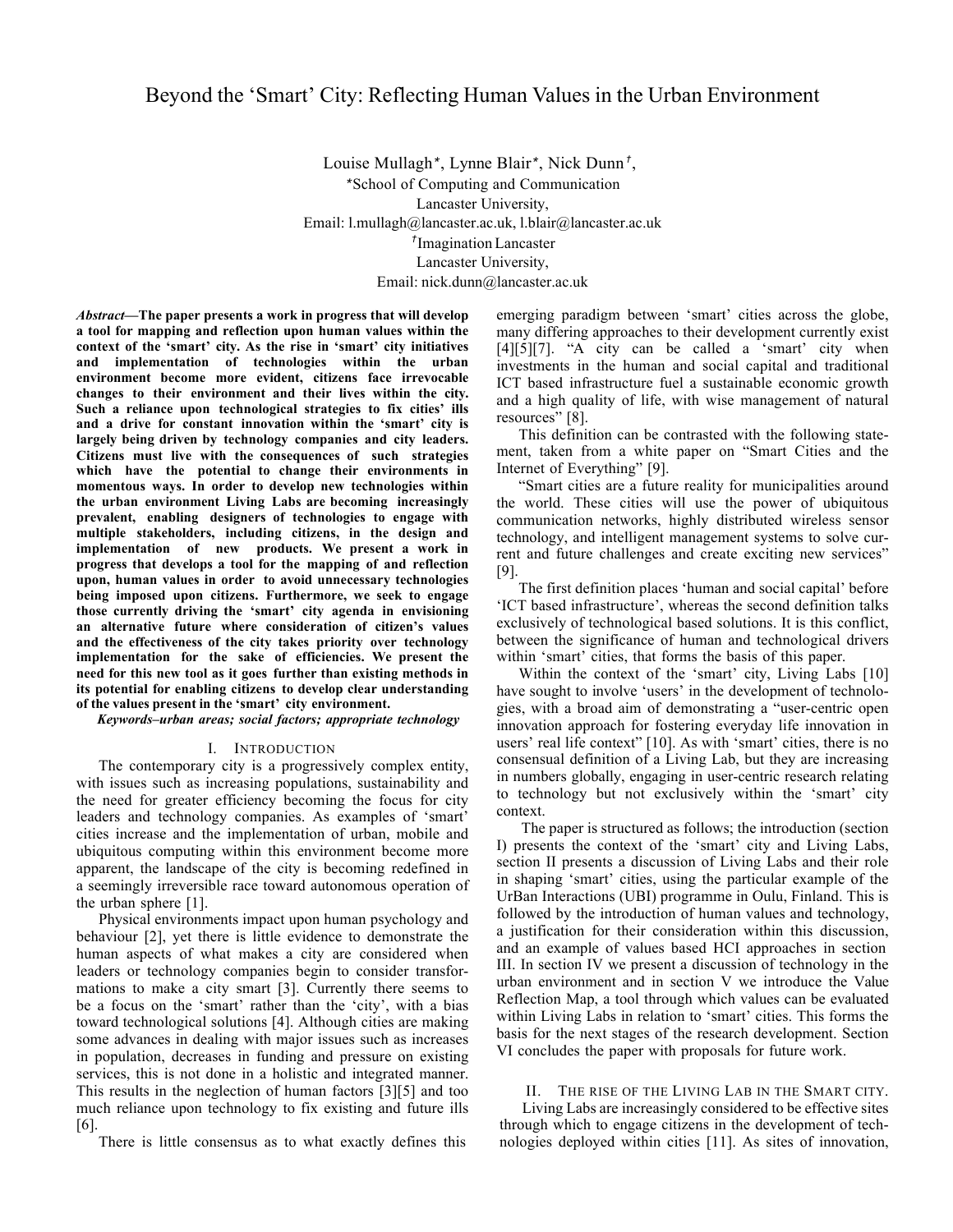# Beyond the 'Smart' City: Reflecting Human Values in the Urban Environment

Louise Mullagh*, Lynne Blair*, Nick Dunn†,

*School of Computing and Communication
Lancaster University,
Email: l.mullagh@lancaster.ac.uk, l.blair@lancaster.ac.uk

†Imagination Lancaster
Lancaster University,
Email: nick.dunn@lancaster.ac.uk

***Abstract*—The paper presents a work in progress that will develop a tool for mapping and reflection upon human values within the context of the 'smart' city. As the rise in 'smart' city initiatives and implementation of technologies within the urban environment become more evident, citizens face irrevocable changes to their environment and their lives within the city. Such a reliance upon technological strategies to fix cities' ills and a drive for constant innovation within the 'smart' city is largely being driven by technology companies and city leaders. Citizens must live with the consequences of such strategies which have the potential to change their environments in momentous ways. In order to develop new technologies within the urban environment Living Labs are becoming increasingly prevalent, enabling designers of technologies to engage with multiple stakeholders, including citizens, in the design and implementation of new products. We present a work in progress that develops a tool for the mapping of and reflection upon, human values in order to avoid unnecessary technologies being imposed upon citizens. Furthermore, we seek to engage those currently driving the 'smart' city agenda in envisioning an alternative future where consideration of citizen's values and the effectiveness of the city takes priority over technology implementation for the sake of efficiencies. We present the need for this new tool as it goes further than existing methods in its potential for enabling citizens to develop clear understanding of the values present in the 'smart' city environment.**

***Keywords–urban areas; social factors; appropriate technology***

## I. Introduction

The contemporary city is a progressively complex entity, with issues such as increasing populations, sustainability and the need for greater efficiency becoming the focus for city leaders and technology companies. As examples of 'smart' cities increase and the implementation of urban, mobile and ubiquitous computing within this environment become more apparent, the landscape of the city is becoming redefined in a seemingly irreversible race toward autonomous operation of the urban sphere [1].

Physical environments impact upon human psychology and behaviour [2], yet there is little evidence to demonstrate the human aspects of what makes a city are considered when leaders or technology companies begin to consider transformations to make a city smart [3]. Currently there seems to be a focus on the 'smart' rather than the 'city', with a bias toward technological solutions [4]. Although cities are making some advances in dealing with major issues such as increases in population, decreases in funding and pressure on existing services, this is not done in a holistic and integrated manner. This results in the neglection of human factors [3][5] and too much reliance upon technology to fix existing and future ills [6].

There is little consensus as to what exactly defines this emerging paradigm between 'smart' cities across the globe, many differing approaches to their development currently exist [4][5][7]. "A city can be called a 'smart' city when investments in the human and social capital and traditional ICT based infrastructure fuel a sustainable economic growth and a high quality of life, with wise management of natural resources" [8].

This definition can be contrasted with the following statement, taken from a white paper on "Smart Cities and the Internet of Everything" [9].

"Smart cities are a future reality for municipalities around the world. These cities will use the power of ubiquitous communication networks, highly distributed wireless sensor technology, and intelligent management systems to solve current and future challenges and create exciting new services" [9].

The first definition places 'human and social capital' before 'ICT based infrastructure', whereas the second definition talks exclusively of technological based solutions. It is this conflict, between the significance of human and technological drivers within 'smart' cities, that forms the basis of this paper.

Within the context of the 'smart' city, Living Labs [10] have sought to involve 'users' in the development of technologies, with a broad aim of demonstrating a "user-centric open innovation approach for fostering everyday life innovation in users' real life context" [10]. As with 'smart' cities, there is no consensual definition of a Living Lab, but they are increasing in numbers globally, engaging in user-centric research relating to technology but not exclusively within the 'smart' city context.

The paper is structured as follows; the introduction (section I) presents the context of the 'smart' city and Living Labs, section II presents a discussion of Living Labs and their role in shaping 'smart' cities, using the particular example of the UrBan Interactions (UBI) programme in Oulu, Finland. This is followed by the introduction of human values and technology, a justification for their consideration within this discussion, and an example of values based HCI approaches in section III. In section IV we present a discussion of technology in the urban environment and in section V we introduce the Value Reflection Map, a tool through which values can be evaluated within Living Labs in relation to 'smart' cities. This forms the basis for the next stages of the research development. Section VI concludes the paper with proposals for future work.

## II. The Rise of the Living Lab in the Smart City.

Living Labs are increasingly considered to be effective sites through which to engage citizens in the development of technologies deployed within cities [11]. As sites of innovation,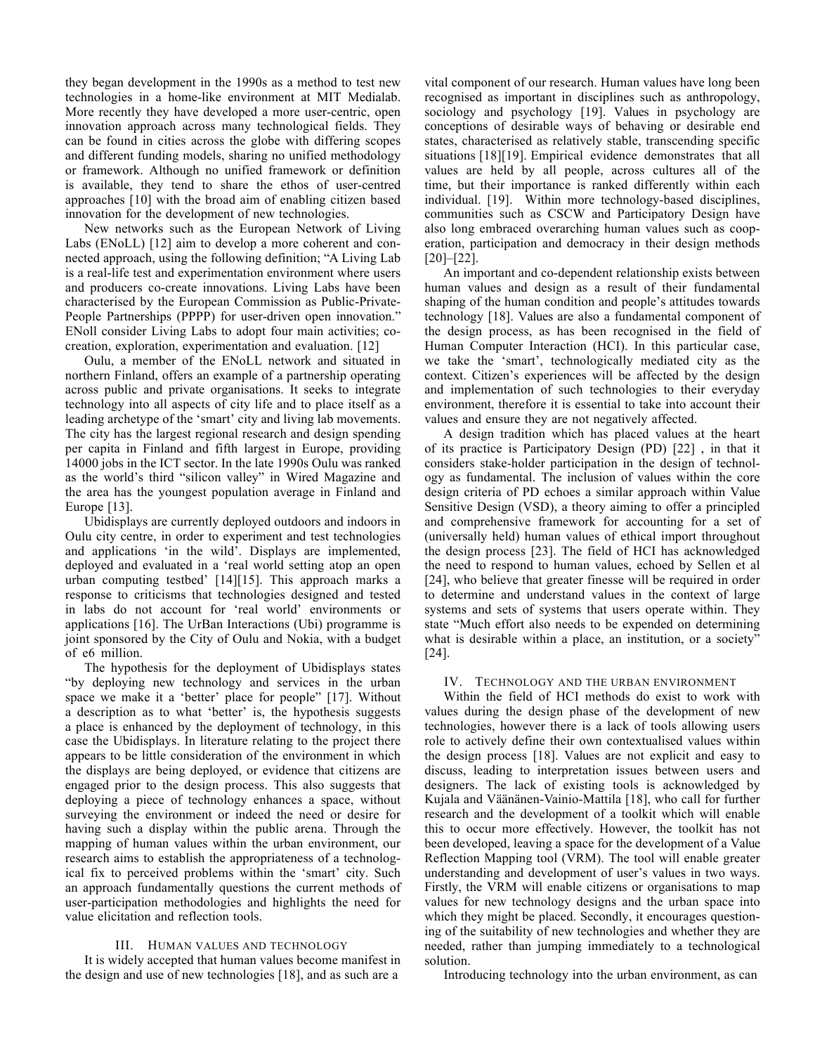they began development in the 1990s as a method to test new technologies in a home-like environment at MIT Medialab. More recently they have developed a more user-centric, open innovation approach across many technological fields. They can be found in cities across the globe with differing scopes and different funding models, sharing no unified methodology or framework. Although no unified framework or definition is available, they tend to share the ethos of user-centred approaches [10] with the broad aim of enabling citizen based innovation for the development of new technologies.

New networks such as the European Network of Living Labs (ENoLL) [12] aim to develop a more coherent and connected approach, using the following definition; "A Living Lab is a real-life test and experimentation environment where users and producers co-create innovations. Living Labs have been characterised by the European Commission as Public-Private-People Partnerships (PPPP) for user-driven open innovation." ENoll consider Living Labs to adopt four main activities; co-creation, exploration, experimentation and evaluation. [12]

Oulu, a member of the ENoLL network and situated in northern Finland, offers an example of a partnership operating across public and private organisations. It seeks to integrate technology into all aspects of city life and to place itself as a leading archetype of the 'smart' city and living lab movements. The city has the largest regional research and design spending per capita in Finland and fifth largest in Europe, providing 14000 jobs in the ICT sector. In the late 1990s Oulu was ranked as the world's third "silicon valley" in Wired Magazine and the area has the youngest population average in Finland and Europe [13].

Ubidisplays are currently deployed outdoors and indoors in Oulu city centre, in order to experiment and test technologies and applications 'in the wild'. Displays are implemented, deployed and evaluated in a 'real world setting atop an open urban computing testbed' [14][15]. This approach marks a response to criticisms that technologies designed and tested in labs do not account for 'real world' environments or applications [16]. The UrBan Interactions (Ubi) programme is joint sponsored by the City of Oulu and Nokia, with a budget of e6 million.

The hypothesis for the deployment of Ubidisplays states "by deploying new technology and services in the urban space we make it a 'better' place for people" [17]. Without a description as to what 'better' is, the hypothesis suggests a place is enhanced by the deployment of technology, in this case the Ubidisplays. In literature relating to the project there appears to be little consideration of the environment in which the displays are being deployed, or evidence that citizens are engaged prior to the design process. This also suggests that deploying a piece of technology enhances a space, without surveying the environment or indeed the need or desire for having such a display within the public arena. Through the mapping of human values within the urban environment, our research aims to establish the appropriateness of a technological fix to perceived problems within the 'smart' city. Such an approach fundamentally questions the current methods of user-participation methodologies and highlights the need for value elicitation and reflection tools.

## III. Human values and technology

It is widely accepted that human values become manifest in the design and use of new technologies [18], and as such are a vital component of our research. Human values have long been recognised as important in disciplines such as anthropology, sociology and psychology [19]. Values in psychology are conceptions of desirable ways of behaving or desirable end states, characterised as relatively stable, transcending specific situations [18][19]. Empirical evidence demonstrates that all values are held by all people, across cultures all of the time, but their importance is ranked differently within each individual. [19]. Within more technology-based disciplines, communities such as CSCW and Participatory Design have also long embraced overarching human values such as cooperation, participation and democracy in their design methods [20]–[22].

An important and co-dependent relationship exists between human values and design as a result of their fundamental shaping of the human condition and people's attitudes towards technology [18]. Values are also a fundamental component of the design process, as has been recognised in the field of Human Computer Interaction (HCI). In this particular case, we take the 'smart', technologically mediated city as the context. Citizen's experiences will be affected by the design and implementation of such technologies to their everyday environment, therefore it is essential to take into account their values and ensure they are not negatively affected.

A design tradition which has placed values at the heart of its practice is Participatory Design (PD) [22] , in that it considers stake-holder participation in the design of technology as fundamental. The inclusion of values within the core design criteria of PD echoes a similar approach within Value Sensitive Design (VSD), a theory aiming to offer a principled and comprehensive framework for accounting for a set of (universally held) human values of ethical import throughout the design process [23]. The field of HCI has acknowledged the need to respond to human values, echoed by Sellen et al [24], who believe that greater finesse will be required in order to determine and understand values in the context of large systems and sets of systems that users operate within. They state "Much effort also needs to be expended on determining what is desirable within a place, an institution, or a society" [24].

## IV. Technology and the urban environment

Within the field of HCI methods do exist to work with values during the design phase of the development of new technologies, however there is a lack of tools allowing users role to actively define their own contextualised values within the design process [18]. Values are not explicit and easy to discuss, leading to interpretation issues between users and designers. The lack of existing tools is acknowledged by Kujala and Väänänen-Vainio-Mattila [18], who call for further research and the development of a toolkit which will enable this to occur more effectively. However, the toolkit has not been developed, leaving a space for the development of a Value Reflection Mapping tool (VRM). The tool will enable greater understanding and development of user's values in two ways. Firstly, the VRM will enable citizens or organisations to map values for new technology designs and the urban space into which they might be placed. Secondly, it encourages questioning of the suitability of new technologies and whether they are needed, rather than jumping immediately to a technological solution.

Introducing technology into the urban environment, as can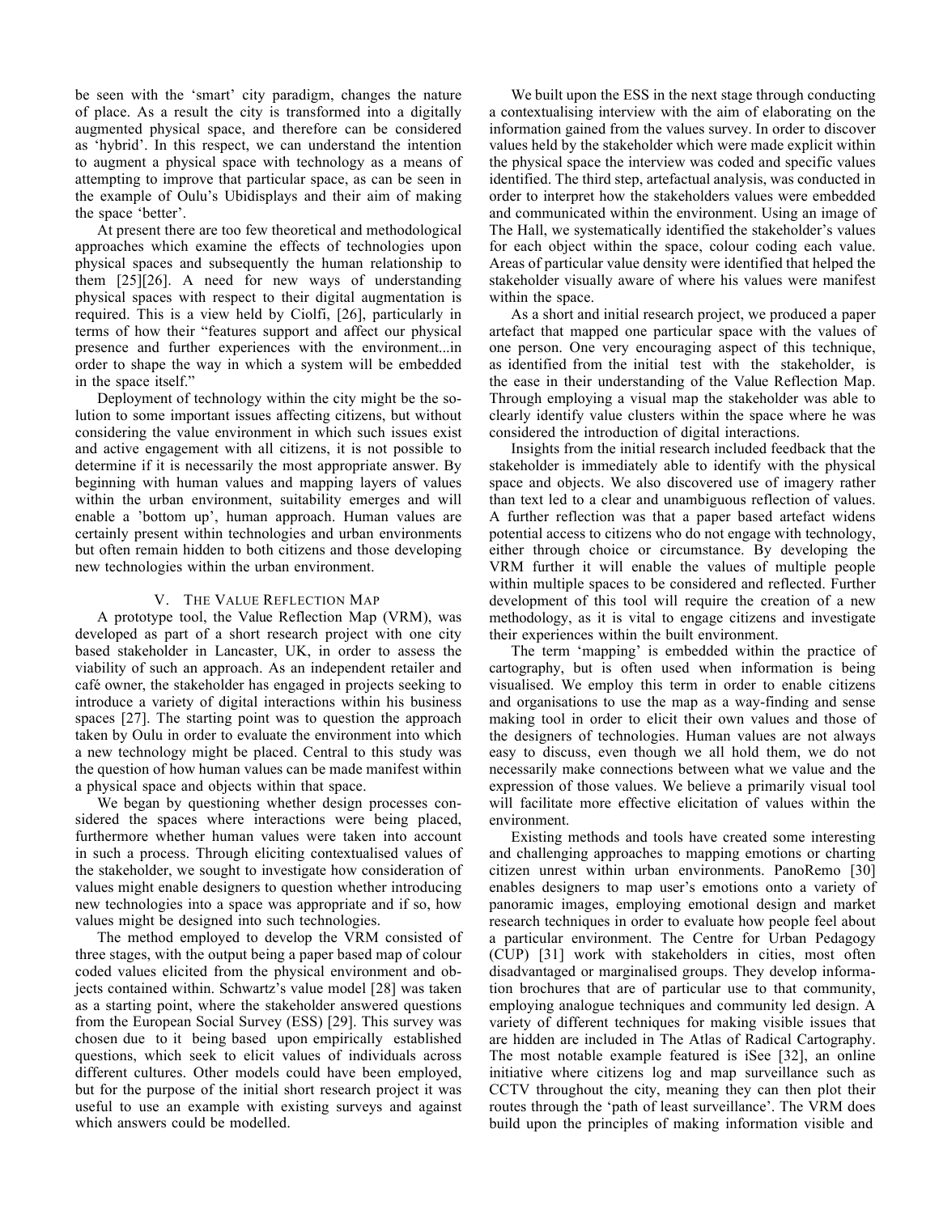be seen with the 'smart' city paradigm, changes the nature of place. As a result the city is transformed into a digitally augmented physical space, and therefore can be considered as 'hybrid'. In this respect, we can understand the intention to augment a physical space with technology as a means of attempting to improve that particular space, as can be seen in the example of Oulu's Ubidisplays and their aim of making the space 'better'.

At present there are too few theoretical and methodological approaches which examine the effects of technologies upon physical spaces and subsequently the human relationship to them [25][26]. A need for new ways of understanding physical spaces with respect to their digital augmentation is required. This is a view held by Ciolfi, [26], particularly in terms of how their "features support and affect our physical presence and further experiences with the environment...in order to shape the way in which a system will be embedded in the space itself."

Deployment of technology within the city might be the solution to some important issues affecting citizens, but without considering the value environment in which such issues exist and active engagement with all citizens, it is not possible to determine if it is necessarily the most appropriate answer. By beginning with human values and mapping layers of values within the urban environment, suitability emerges and will enable a 'bottom up', human approach. Human values are certainly present within technologies and urban environments but often remain hidden to both citizens and those developing new technologies within the urban environment.

## V. The Value Reflection Map

A prototype tool, the Value Reflection Map (VRM), was developed as part of a short research project with one city based stakeholder in Lancaster, UK, in order to assess the viability of such an approach. As an independent retailer and café owner, the stakeholder has engaged in projects seeking to introduce a variety of digital interactions within his business spaces [27]. The starting point was to question the approach taken by Oulu in order to evaluate the environment into which a new technology might be placed. Central to this study was the question of how human values can be made manifest within a physical space and objects within that space.

We began by questioning whether design processes considered the spaces where interactions were being placed, furthermore whether human values were taken into account in such a process. Through eliciting contextualised values of the stakeholder, we sought to investigate how consideration of values might enable designers to question whether introducing new technologies into a space was appropriate and if so, how values might be designed into such technologies.

The method employed to develop the VRM consisted of three stages, with the output being a paper based map of colour coded values elicited from the physical environment and objects contained within. Schwartz's value model [28] was taken as a starting point, where the stakeholder answered questions from the European Social Survey (ESS) [29]. This survey was chosen due to it being based upon empirically established questions, which seek to elicit values of individuals across different cultures. Other models could have been employed, but for the purpose of the initial short research project it was useful to use an example with existing surveys and against which answers could be modelled.

We built upon the ESS in the next stage through conducting a contextualising interview with the aim of elaborating on the information gained from the values survey. In order to discover values held by the stakeholder which were made explicit within the physical space the interview was coded and specific values identified. The third step, artefactual analysis, was conducted in order to interpret how the stakeholders values were embedded and communicated within the environment. Using an image of The Hall, we systematically identified the stakeholder's values for each object within the space, colour coding each value. Areas of particular value density were identified that helped the stakeholder visually aware of where his values were manifest within the space.

As a short and initial research project, we produced a paper artefact that mapped one particular space with the values of one person. One very encouraging aspect of this technique, as identified from the initial test with the stakeholder, is the ease in their understanding of the Value Reflection Map. Through employing a visual map the stakeholder was able to clearly identify value clusters within the space where he was considered the introduction of digital interactions.

Insights from the initial research included feedback that the stakeholder is immediately able to identify with the physical space and objects. We also discovered use of imagery rather than text led to a clear and unambiguous reflection of values. A further reflection was that a paper based artefact widens potential access to citizens who do not engage with technology, either through choice or circumstance. By developing the VRM further it will enable the values of multiple people within multiple spaces to be considered and reflected. Further development of this tool will require the creation of a new methodology, as it is vital to engage citizens and investigate their experiences within the built environment.

The term 'mapping' is embedded within the practice of cartography, but is often used when information is being visualised. We employ this term in order to enable citizens and organisations to use the map as a way-finding and sense making tool in order to elicit their own values and those of the designers of technologies. Human values are not always easy to discuss, even though we all hold them, we do not necessarily make connections between what we value and the expression of those values. We believe a primarily visual tool will facilitate more effective elicitation of values within the environment.

Existing methods and tools have created some interesting and challenging approaches to mapping emotions or charting citizen unrest within urban environments. PanoRemo [30] enables designers to map user's emotions onto a variety of panoramic images, employing emotional design and market research techniques in order to evaluate how people feel about a particular environment. The Centre for Urban Pedagogy (CUP) [31] work with stakeholders in cities, most often disadvantaged or marginalised groups. They develop information brochures that are of particular use to that community, employing analogue techniques and community led design. A variety of different techniques for making visible issues that are hidden are included in The Atlas of Radical Cartography. The most notable example featured is iSee [32], an online initiative where citizens log and map surveillance such as CCTV throughout the city, meaning they can then plot their routes through the 'path of least surveillance'. The VRM does build upon the principles of making information visible and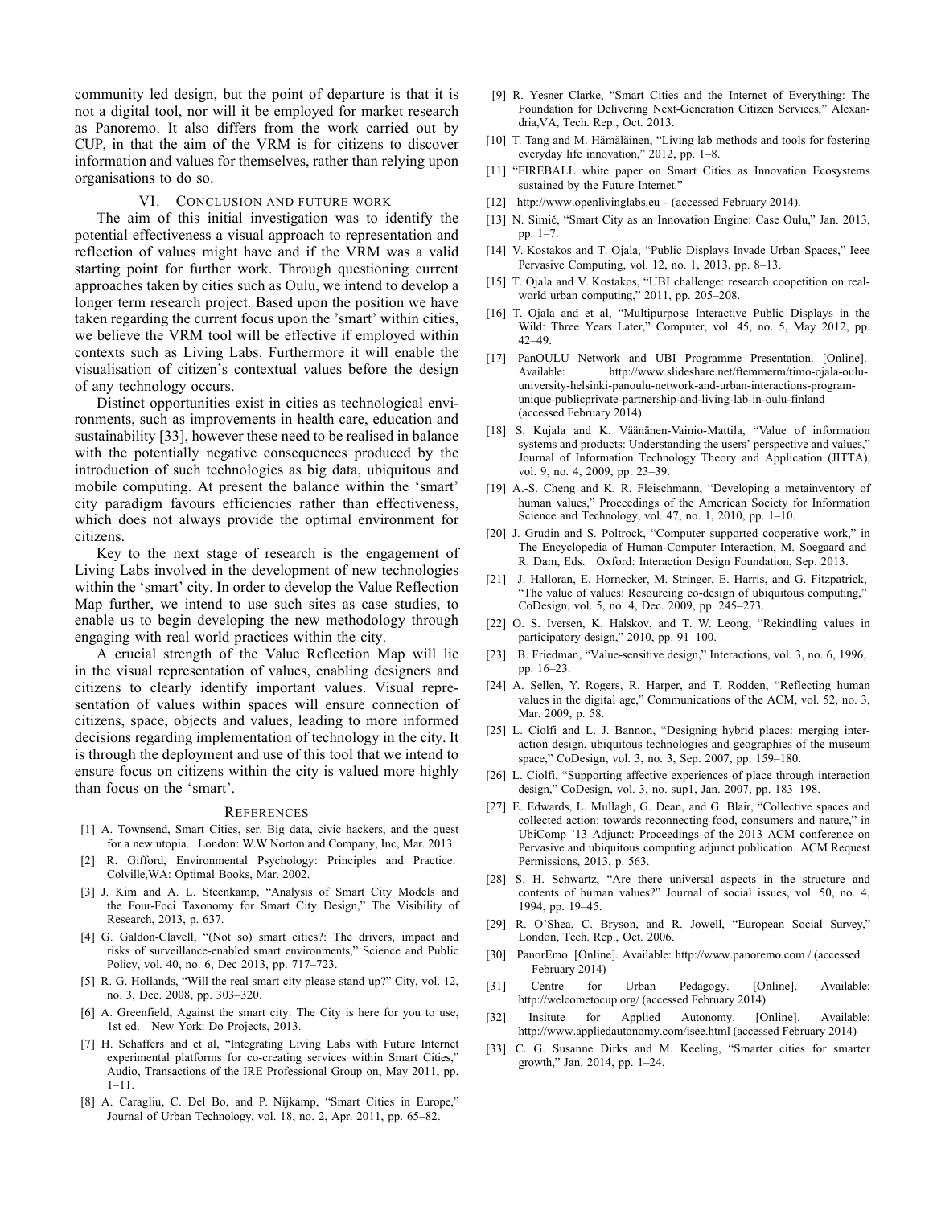community led design, but the point of departure is that it is not a digital tool, nor will it be employed for market research as Panoremo. It also differs from the work carried out by CUP, in that the aim of the VRM is for citizens to discover information and values for themselves, rather than relying upon organisations to do so.

## VI. Conclusion and Future Work

The aim of this initial investigation was to identify the potential effectiveness a visual approach to representation and reflection of values might have and if the VRM was a valid starting point for further work. Through questioning current approaches taken by cities such as Oulu, we intend to develop a longer term research project. Based upon the position we have taken regarding the current focus upon the 'smart' within cities, we believe the VRM tool will be effective if employed within contexts such as Living Labs. Furthermore it will enable the visualisation of citizen's contextual values before the design of any technology occurs.

Distinct opportunities exist in cities as technological environments, such as improvements in health care, education and sustainability [33], however these need to be realised in balance with the potentially negative consequences produced by the introduction of such technologies as big data, ubiquitous and mobile computing. At present the balance within the 'smart' city paradigm favours efficiencies rather than effectiveness, which does not always provide the optimal environment for citizens.

Key to the next stage of research is the engagement of Living Labs involved in the development of new technologies within the 'smart' city. In order to develop the Value Reflection Map further, we intend to use such sites as case studies, to enable us to begin developing the new methodology through engaging with real world practices within the city.

A crucial strength of the Value Reflection Map will lie in the visual representation of values, enabling designers and citizens to clearly identify important values. Visual representation of values within spaces will ensure connection of citizens, space, objects and values, leading to more informed decisions regarding implementation of technology in the city. It is through the deployment and use of this tool that we intend to ensure focus on citizens within the city is valued more highly than focus on the 'smart'.

## References

[1] A. Townsend, Smart Cities, ser. Big data, civic hackers, and the quest for a new utopia. London: W.W Norton and Company, Inc, Mar. 2013.

[2] R. Gifford, Environmental Psychology: Principles and Practice. Colville,WA: Optimal Books, Mar. 2002.

[3] J. Kim and A. L. Steenkamp, "Analysis of Smart City Models and the Four-Foci Taxonomy for Smart City Design," The Visibility of Research, 2013, p. 637.

[4] G. Galdon-Clavell, "(Not so) smart cities?: The drivers, impact and risks of surveillance-enabled smart environments," Science and Public Policy, vol. 40, no. 6, Dec 2013, pp. 717–723.

[5] R. G. Hollands, "Will the real smart city please stand up?" City, vol. 12, no. 3, Dec. 2008, pp. 303–320.

[6] A. Greenfield, Against the smart city: The City is here for you to use, 1st ed. New York: Do Projects, 2013.

[7] H. Schaffers and et al, "Integrating Living Labs with Future Internet experimental platforms for co-creating services within Smart Cities," Audio, Transactions of the IRE Professional Group on, May 2011, pp. 1–11.

[8] A. Caragliu, C. Del Bo, and P. Nijkamp, "Smart Cities in Europe," Journal of Urban Technology, vol. 18, no. 2, Apr. 2011, pp. 65–82.

[9] R. Yesner Clarke, "Smart Cities and the Internet of Everything: The Foundation for Delivering Next-Generation Citizen Services," Alexandria,VA, Tech. Rep., Oct. 2013.

[10] T. Tang and M. Hämäläinen, "Living lab methods and tools for fostering everyday life innovation," 2012, pp. 1–8.

[11] "FIREBALL white paper on Smart Cities as Innovation Ecosystems sustained by the Future Internet."

[12] http://www.openlivinglabs.eu - (accessed February 2014).

[13] N. Simič, "Smart City as an Innovation Engine: Case Oulu," Jan. 2013, pp. 1–7.

[14] V. Kostakos and T. Ojala, "Public Displays Invade Urban Spaces," Ieee Pervasive Computing, vol. 12, no. 1, 2013, pp. 8–13.

[15] T. Ojala and V. Kostakos, "UBI challenge: research coopetition on real-world urban computing," 2011, pp. 205–208.

[16] T. Ojala and et al, "Multipurpose Interactive Public Displays in the Wild: Three Years Later," Computer, vol. 45, no. 5, May 2012, pp. 42–49.

[17] PanOULU Network and UBI Programme Presentation. [Online]. Available: http://www.slideshare.net/ftemmerm/timo-ojala-oulu-university-helsinki-panoulu-network-and-urban-interactions-program-unique-publicprivate-partnership-and-living-lab-in-oulu-finland (accessed February 2014)

[18] S. Kujala and K. Väänänen-Vainio-Mattila, "Value of information systems and products: Understanding the users' perspective and values," Journal of Information Technology Theory and Application (JITTA), vol. 9, no. 4, 2009, pp. 23–39.

[19] A.-S. Cheng and K. R. Fleischmann, "Developing a metainventory of human values," Proceedings of the American Society for Information Science and Technology, vol. 47, no. 1, 2010, pp. 1–10.

[20] J. Grudin and S. Poltrock, "Computer supported cooperative work," in The Encyclopedia of Human-Computer Interaction, M. Soegaard and R. Dam, Eds. Oxford: Interaction Design Foundation, Sep. 2013.

[21] J. Halloran, E. Hornecker, M. Stringer, E. Harris, and G. Fitzpatrick, "The value of values: Resourcing co-design of ubiquitous computing," CoDesign, vol. 5, no. 4, Dec. 2009, pp. 245–273.

[22] O. S. Iversen, K. Halskov, and T. W. Leong, "Rekindling values in participatory design," 2010, pp. 91–100.

[23] B. Friedman, "Value-sensitive design," Interactions, vol. 3, no. 6, 1996, pp. 16–23.

[24] A. Sellen, Y. Rogers, R. Harper, and T. Rodden, "Reflecting human values in the digital age," Communications of the ACM, vol. 52, no. 3, Mar. 2009, p. 58.

[25] L. Ciolfi and L. J. Bannon, "Designing hybrid places: merging interaction design, ubiquitous technologies and geographies of the museum space," CoDesign, vol. 3, no. 3, Sep. 2007, pp. 159–180.

[26] L. Ciolfi, "Supporting affective experiences of place through interaction design," CoDesign, vol. 3, no. sup1, Jan. 2007, pp. 183–198.

[27] E. Edwards, L. Mullagh, G. Dean, and G. Blair, "Collective spaces and collected action: towards reconnecting food, consumers and nature," in UbiComp '13 Adjunct: Proceedings of the 2013 ACM conference on Pervasive and ubiquitous computing adjunct publication. ACM Request Permissions, 2013, p. 563.

[28] S. H. Schwartz, "Are there universal aspects in the structure and contents of human values?" Journal of social issues, vol. 50, no. 4, 1994, pp. 19–45.

[29] R. O'Shea, C. Bryson, and R. Jowell, "European Social Survey," London, Tech. Rep., Oct. 2006.

[30] PanorEmo. [Online]. Available: http://www.panoremo.com / (accessed February 2014)

[31] Centre for Urban Pedagogy. [Online]. Available: http://welcometocup.org/ (accessed February 2014)

[32] Insitute for Applied Autonomy. [Online]. Available: http://www.appliedautonomy.com/isee.html (accessed February 2014)

[33] C. G. Susanne Dirks and M. Keeling, "Smarter cities for smarter growth," Jan. 2014, pp. 1–24.